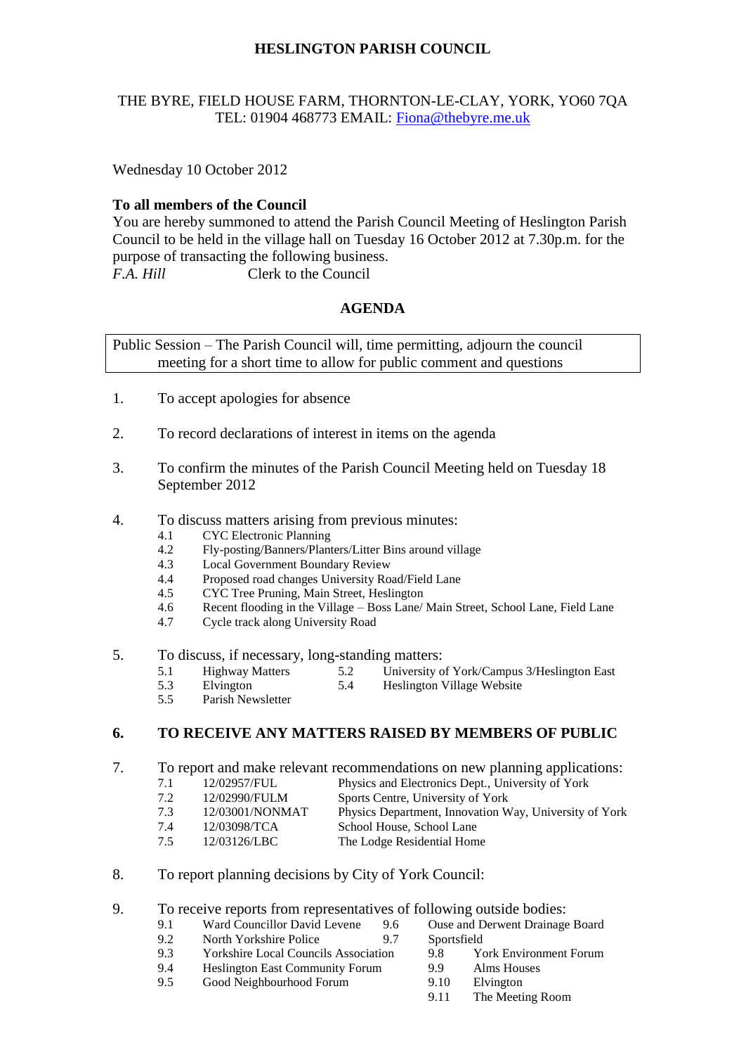# HESLINGTON PARISH COUNCIL

THE BYRE, FIELD HOUSE FARM, THORNTON-LE-CLAY, YORK, YO60 7QA
TEL: 01904 468773 EMAIL: Fiona@thebyre.me.uk

Wednesday 10 October 2012

**To all members of the Council**
You are hereby summoned to attend the Parish Council Meeting of Heslington Parish Council to be held in the village hall on Tuesday 16 October 2012 at 7.30p.m. for the purpose of transacting the following business.
*F.A. Hill* Clerk to the Council

## AGENDA

Public Session – The Parish Council will, time permitting, adjourn the council meeting for a short time to allow for public comment and questions

1. To accept apologies for absence

2. To record declarations of interest in items on the agenda

3. To confirm the minutes of the Parish Council Meeting held on Tuesday 18 September 2012

4. To discuss matters arising from previous minutes:
   - 4.1 CYC Electronic Planning
   - 4.2 Fly-posting/Banners/Planters/Litter Bins around village
   - 4.3 Local Government Boundary Review
   - 4.4 Proposed road changes University Road/Field Lane
   - 4.5 CYC Tree Pruning, Main Street, Heslington
   - 4.6 Recent flooding in the Village – Boss Lane/ Main Street, School Lane, Field Lane
   - 4.7 Cycle track along University Road

5. To discuss, if necessary, long-standing matters:
   - 5.1 Highway Matters
   - 5.2 University of York/Campus 3/Heslington East
   - 5.3 Elvington
   - 5.4 Heslington Village Website
   - 5.5 Parish Newsletter

6. **TO RECEIVE ANY MATTERS RAISED BY MEMBERS OF PUBLIC**

7. To report and make relevant recommendations on new planning applications:
   - 7.1 12/02957/FUL Physics and Electronics Dept., University of York
   - 7.2 12/02990/FULM Sports Centre, University of York
   - 7.3 12/03001/NONMAT Physics Department, Innovation Way, University of York
   - 7.4 12/03098/TCA School House, School Lane
   - 7.5 12/03126/LBC The Lodge Residential Home

8. To report planning decisions by City of York Council:

9. To receive reports from representatives of following outside bodies:
   - 9.1 Ward Councillor David Levene
   - 9.2 North Yorkshire Police
   - 9.3 Yorkshire Local Councils Association
   - 9.4 Heslington East Community Forum
   - 9.5 Good Neighbourhood Forum
   - 9.6 Ouse and Derwent Drainage Board
   - 9.7 Sportsfield
   - 9.8 York Environment Forum
   - 9.9 Alms Houses
   - 9.10 Elvington
   - 9.11 The Meeting Room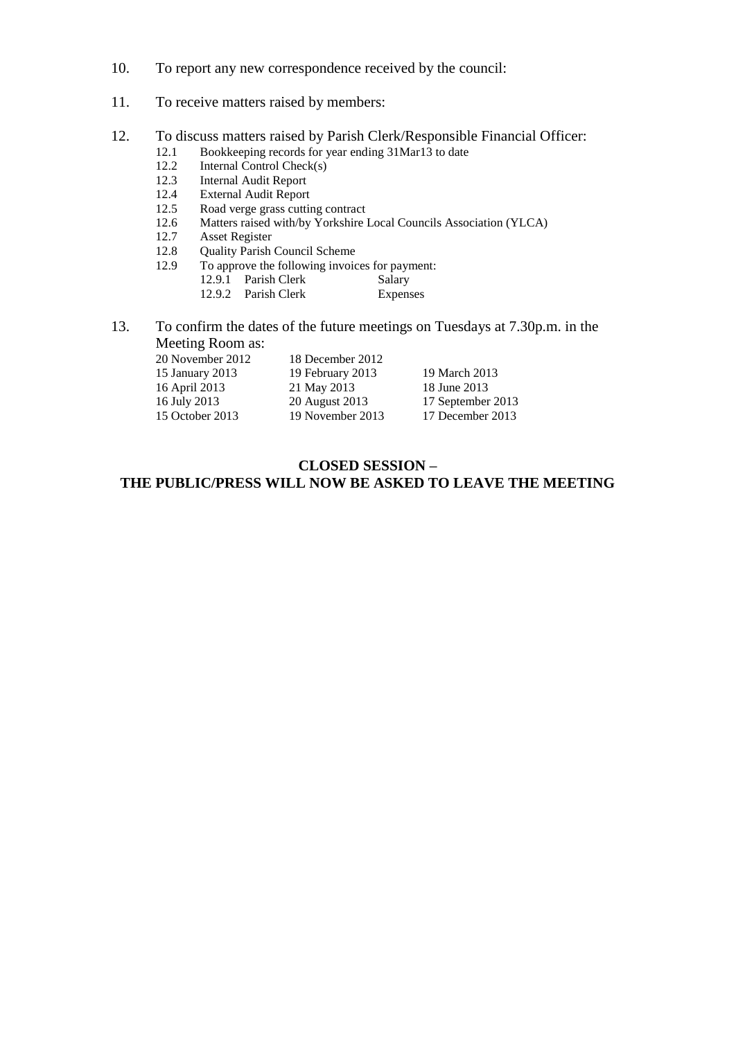10. To report any new correspondence received by the council:

11. To receive matters raised by members:

12. To discuss matters raised by Parish Clerk/Responsible Financial Officer:
    - 12.1 Bookkeeping records for year ending 31Mar13 to date
    - 12.2 Internal Control Check(s)
    - 12.3 Internal Audit Report
    - 12.4 External Audit Report
    - 12.5 Road verge grass cutting contract
    - 12.6 Matters raised with/by Yorkshire Local Councils Association (YLCA)
    - 12.7 Asset Register
    - 12.8 Quality Parish Council Scheme
    - 12.9 To approve the following invoices for payment:
        - 12.9.1 Parish Clerk — Salary
        - 12.9.2 Parish Clerk — Expenses

13. To confirm the dates of the future meetings on Tuesdays at 7.30p.m. in the Meeting Room as:

| | | |
|---|---|---|
| 20 November 2012 | 18 December 2012 | |
| 15 January 2013 | 19 February 2013 | 19 March 2013 |
| 16 April 2013 | 21 May 2013 | 18 June 2013 |
| 16 July 2013 | 20 August 2013 | 17 September 2013 |
| 15 October 2013 | 19 November 2013 | 17 December 2013 |

**CLOSED SESSION –**
**THE PUBLIC/PRESS WILL NOW BE ASKED TO LEAVE THE MEETING**